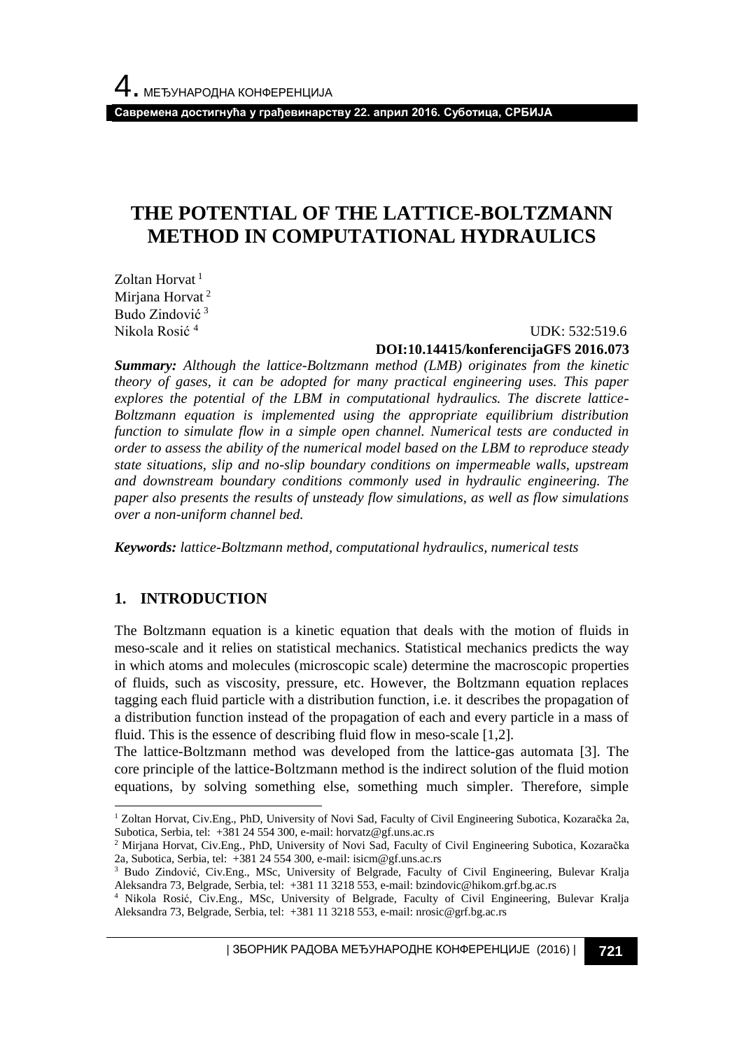# THE POTENTIAL OF THE LATTICE-BOLTZMANN METHOD IN COMPUTATIONAL HYDRAULICS

Zoltan Horvat [1]
Mirjana Horvat [2]
Budo Zindović [3]
Nikola Rosić [4]

UDK: 532:519.6
**DOI:10.14415/konferencijaGFS 2016.073**

***Summary:*** *Although the lattice-Boltzmann method (LMB) originates from the kinetic theory of gases, it can be adopted for many practical engineering uses. This paper explores the potential of the LBM in computational hydraulics. The discrete lattice-Boltzmann equation is implemented using the appropriate equilibrium distribution function to simulate flow in a simple open channel. Numerical tests are conducted in order to assess the ability of the numerical model based on the LBM to reproduce steady state situations, slip and no-slip boundary conditions on impermeable walls, upstream and downstream boundary conditions commonly used in hydraulic engineering. The paper also presents the results of unsteady flow simulations, as well as flow simulations over a non-uniform channel bed.*

***Keywords:*** *lattice-Boltzmann method, computational hydraulics, numerical tests*

## 1. INTRODUCTION

The Boltzmann equation is a kinetic equation that deals with the motion of fluids in meso-scale and it relies on statistical mechanics. Statistical mechanics predicts the way in which atoms and molecules (microscopic scale) determine the macroscopic properties of fluids, such as viscosity, pressure, etc. However, the Boltzmann equation replaces tagging each fluid particle with a distribution function, i.e. it describes the propagation of a distribution function instead of the propagation of each and every particle in a mass of fluid. This is the essence of describing fluid flow in meso-scale [1,2].

The lattice-Boltzmann method was developed from the lattice-gas automata [3]. The core principle of the lattice-Boltzmann method is the indirect solution of the fluid motion equations, by solving something else, something much simpler. Therefore, simple

---

[1] Zoltan Horvat, Civ.Eng., PhD, University of Novi Sad, Faculty of Civil Engineering Subotica, Kozaračka 2a, Subotica, Serbia, tel: +381 24 554 300, e-mail: horvatz@gf.uns.ac.rs

[2] Mirjana Horvat, Civ.Eng., PhD, University of Novi Sad, Faculty of Civil Engineering Subotica, Kozaračka 2a, Subotica, Serbia, tel: +381 24 554 300, e-mail: isicm@gf.uns.ac.rs

[3] Budo Zindović, Civ.Eng., MSc, University of Belgrade, Faculty of Civil Engineering, Bulevar Kralja Aleksandra 73, Belgrade, Serbia, tel: +381 11 3218 553, e-mail: bzindovic@hikom.grf.bg.ac.rs

[4] Nikola Rosić, Civ.Eng., MSc, University of Belgrade, Faculty of Civil Engineering, Bulevar Kralja Aleksandra 73, Belgrade, Serbia, tel: +381 11 3218 553, e-mail: nrosic@grf.bg.ac.rs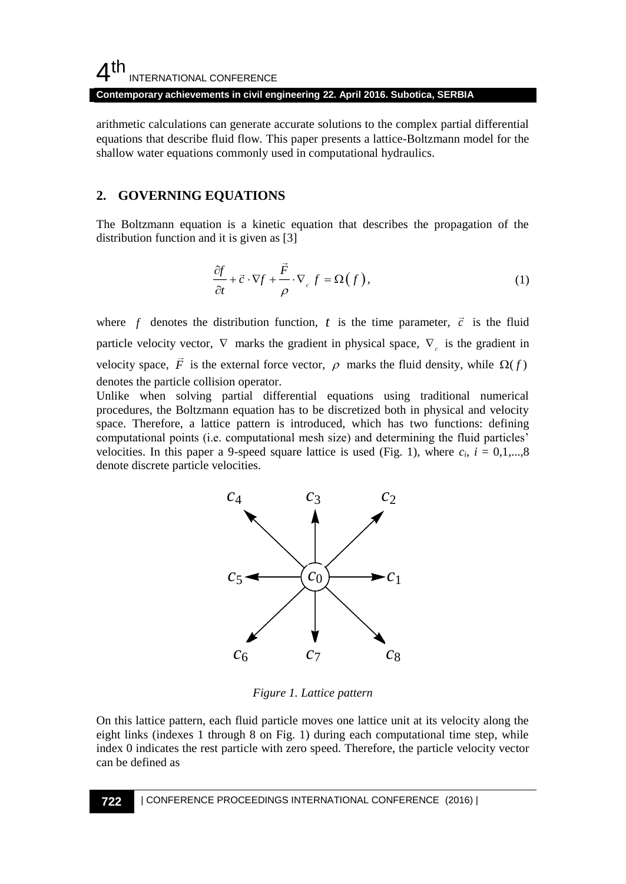arithmetic calculations can generate accurate solutions to the complex partial differential equations that describe fluid flow. This paper presents a lattice-Boltzmann model for the shallow water equations commonly used in computational hydraulics.

## 2. GOVERNING EQUATIONS

The Boltzmann equation is a kinetic equation that describes the propagation of the distribution function and it is given as [3]

$$\frac{\partial f}{\partial t} + \vec{c} \cdot \nabla f + \frac{\vec{F}}{\rho} \cdot \nabla_c f = \Omega(f), \tag{1}$$

where $f$ denotes the distribution function, $t$ is the time parameter, $\vec{c}$ is the fluid particle velocity vector, $\nabla$ marks the gradient in physical space, $\nabla_c$ is the gradient in velocity space, $\vec{F}$ is the external force vector, $\rho$ marks the fluid density, while $\Omega(f)$ denotes the particle collision operator.

Unlike when solving partial differential equations using traditional numerical procedures, the Boltzmann equation has to be discretized both in physical and velocity space. Therefore, a lattice pattern is introduced, which has two functions: defining computational points (i.e. computational mesh size) and determining the fluid particles' velocities. In this paper a 9-speed square lattice is used (Fig. 1), where $c_i$, $i = 0,1,...,8$ denote discrete particle velocities.

*Figure 1. Lattice pattern*

On this lattice pattern, each fluid particle moves one lattice unit at its velocity along the eight links (indexes 1 through 8 on Fig. 1) during each computational time step, while index 0 indicates the rest particle with zero speed. Therefore, the particle velocity vector can be defined as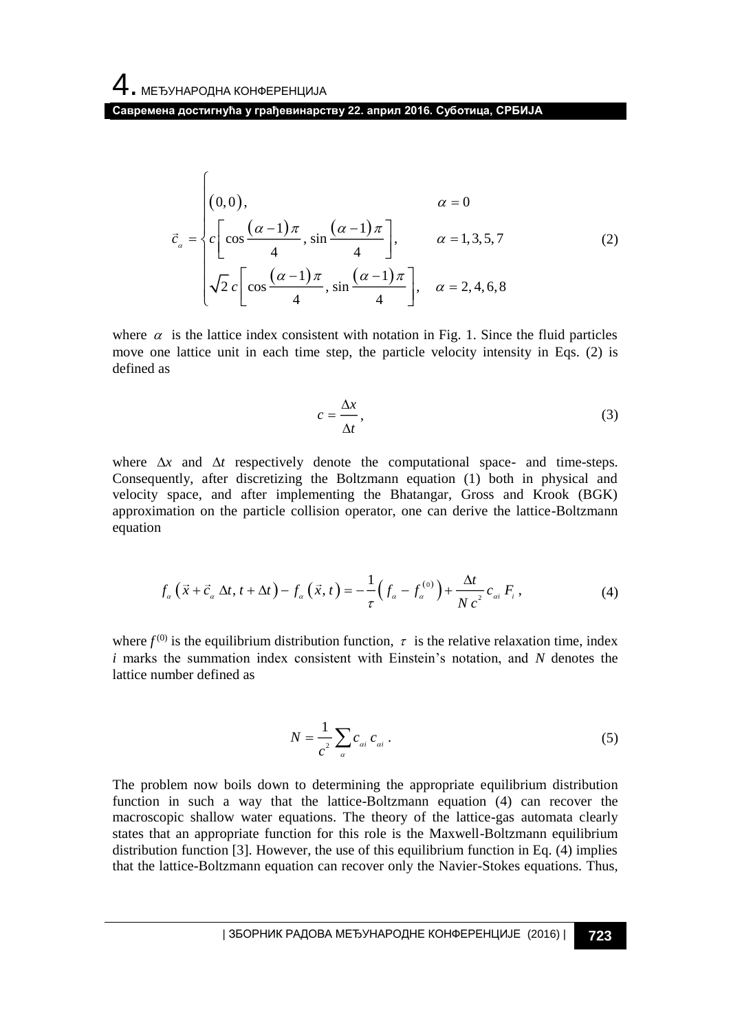$$
\vec{c}_{\alpha} = \begin{cases} (0,0), & \alpha = 0 \\ c\left[\cos\dfrac{(\alpha-1)\pi}{4}, \sin\dfrac{(\alpha-1)\pi}{4}\right], & \alpha = 1,3,5,7 \\ \sqrt{2}\,c\left[\cos\dfrac{(\alpha-1)\pi}{4}, \sin\dfrac{(\alpha-1)\pi}{4}\right], & \alpha = 2,4,6,8 \end{cases} \tag{2}
$$

where $\alpha$ is the lattice index consistent with notation in Fig. 1. Since the fluid particles move one lattice unit in each time step, the particle velocity intensity in Eqs. (2) is defined as

$$
c = \frac{\Delta x}{\Delta t}, \tag{3}
$$

where $\Delta x$ and $\Delta t$ respectively denote the computational space- and time-steps. Consequently, after discretizing the Boltzmann equation (1) both in physical and velocity space, and after implementing the Bhatangar, Gross and Krook (BGK) approximation on the particle collision operator, one can derive the lattice-Boltzmann equation

$$
f_{\alpha}\left(\vec{x} + \vec{c}_{\alpha}\,\Delta t, t + \Delta t\right) - f_{\alpha}\left(\vec{x}, t\right) = -\frac{1}{\tau}\left(f_{\alpha} - f_{\alpha}^{(0)}\right) + \frac{\Delta t}{N\,c^{2}}\,c_{\alpha i}\,F_{i}\,, \tag{4}
$$

where $f^{(0)}$ is the equilibrium distribution function, $\tau$ is the relative relaxation time, index $i$ marks the summation index consistent with Einstein's notation, and $N$ denotes the lattice number defined as

$$
N = \frac{1}{c^{2}}\sum_{\alpha} c_{\alpha i}\,c_{\alpha i}\,. \tag{5}
$$

The problem now boils down to determining the appropriate equilibrium distribution function in such a way that the lattice-Boltzmann equation (4) can recover the macroscopic shallow water equations. The theory of the lattice-gas automata clearly states that an appropriate function for this role is the Maxwell-Boltzmann equilibrium distribution function [3]. However, the use of this equilibrium function in Eq. (4) implies that the lattice-Boltzmann equation can recover only the Navier-Stokes equations. Thus,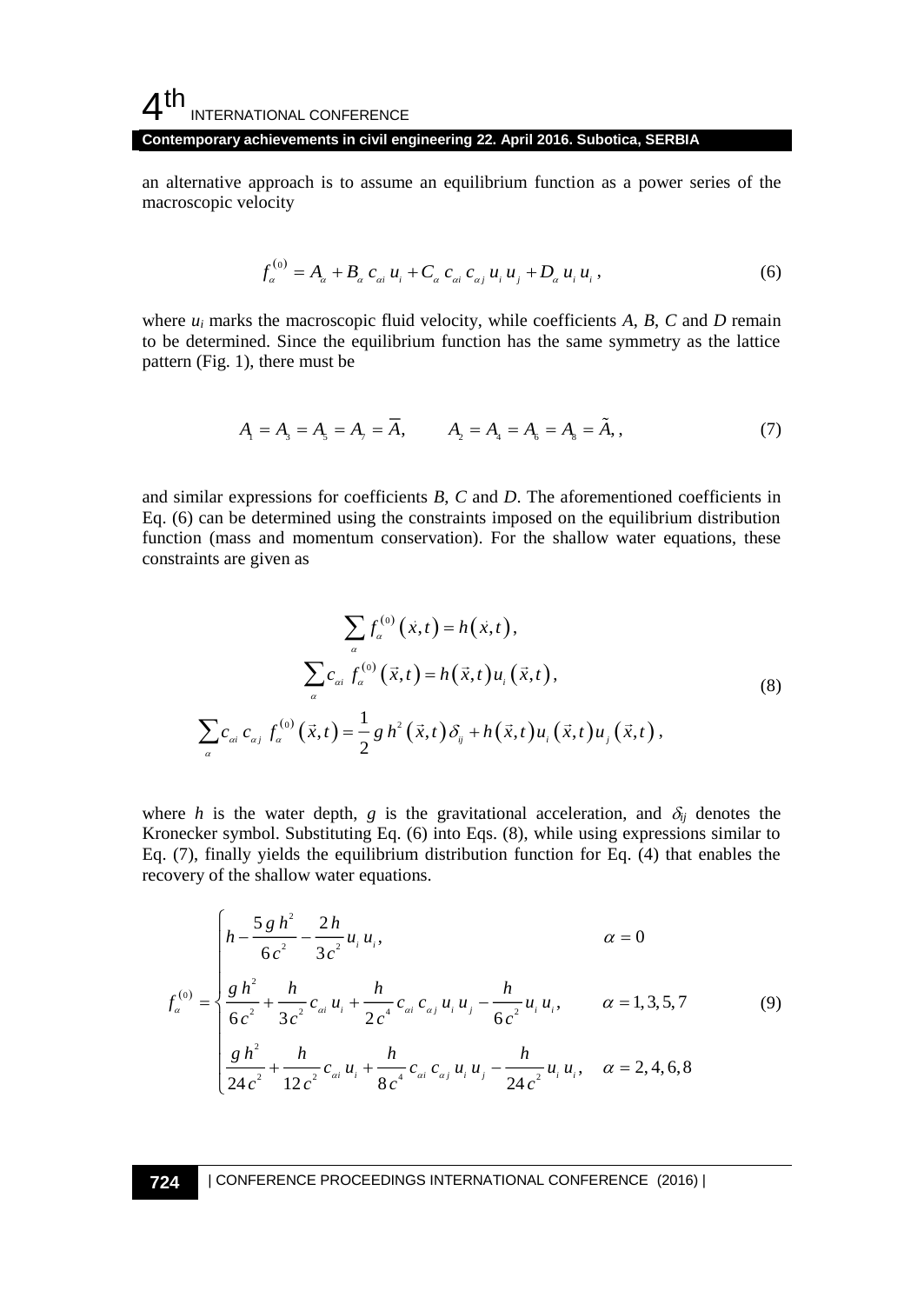an alternative approach is to assume an equilibrium function as a power series of the macroscopic velocity

$$f_{\alpha}^{(0)} = A_{\alpha} + B_{\alpha}\, c_{\alpha i}\, u_i + C_{\alpha}\, c_{\alpha i}\, c_{\alpha j}\, u_i\, u_j + D_{\alpha}\, u_i\, u_i\,, \tag{6}$$

where $u_i$ marks the macroscopic fluid velocity, while coefficients *A*, *B*, *C* and *D* remain to be determined. Since the equilibrium function has the same symmetry as the lattice pattern (Fig. 1), there must be

$$A_1 = A_3 = A_5 = A_7 = \overline{A}, \qquad A_2 = A_4 = A_6 = A_8 = \tilde{A},\,, \tag{7}$$

and similar expressions for coefficients *B*, *C* and *D*. The aforementioned coefficients in Eq. (6) can be determined using the constraints imposed on the equilibrium distribution function (mass and momentum conservation). For the shallow water equations, these constraints are given as

$$\begin{aligned} \sum_{\alpha} f_{\alpha}^{(0)}\left(\dot{x},t\right) &= h\left(\dot{x},t\right), \\ \sum_{\alpha} c_{\alpha i}\; f_{\alpha}^{(0)}\left(\vec{x},t\right) &= h\left(\vec{x},t\right) u_i\left(\vec{x},t\right), \\ \sum_{\alpha} c_{\alpha i}\, c_{\alpha j}\; f_{\alpha}^{(0)}\left(\vec{x},t\right) &= \frac{1}{2}\, g\, h^2\left(\vec{x},t\right)\delta_{ij} + h\left(\vec{x},t\right) u_i\left(\vec{x},t\right) u_j\left(\vec{x},t\right), \end{aligned} \tag{8}$$

where *h* is the water depth, *g* is the gravitational acceleration, and $\delta_{ij}$ denotes the Kronecker symbol. Substituting Eq. (6) into Eqs. (8), while using expressions similar to Eq. (7), finally yields the equilibrium distribution function for Eq. (4) that enables the recovery of the shallow water equations.

$$f_{\alpha}^{(0)} = \begin{cases} h - \dfrac{5\, g\, h^2}{6\, c^2} - \dfrac{2\, h}{3\, c^2}\, u_i\, u_i, & \alpha = 0 \\[2ex] \dfrac{g\, h^2}{6\, c^2} + \dfrac{h}{3\, c^2}\, c_{\alpha i}\, u_i + \dfrac{h}{2\, c^4}\, c_{\alpha i}\, c_{\alpha j}\, u_i\, u_j - \dfrac{h}{6\, c^2}\, u_i\, u_i, & \alpha = 1, 3, 5, 7 \\[2ex] \dfrac{g\, h^2}{24\, c^2} + \dfrac{h}{12\, c^2}\, c_{\alpha i}\, u_i + \dfrac{h}{8\, c^4}\, c_{\alpha i}\, c_{\alpha j}\, u_i\, u_j - \dfrac{h}{24\, c^2}\, u_i\, u_i, & \alpha = 2, 4, 6, 8 \end{cases} \tag{9}$$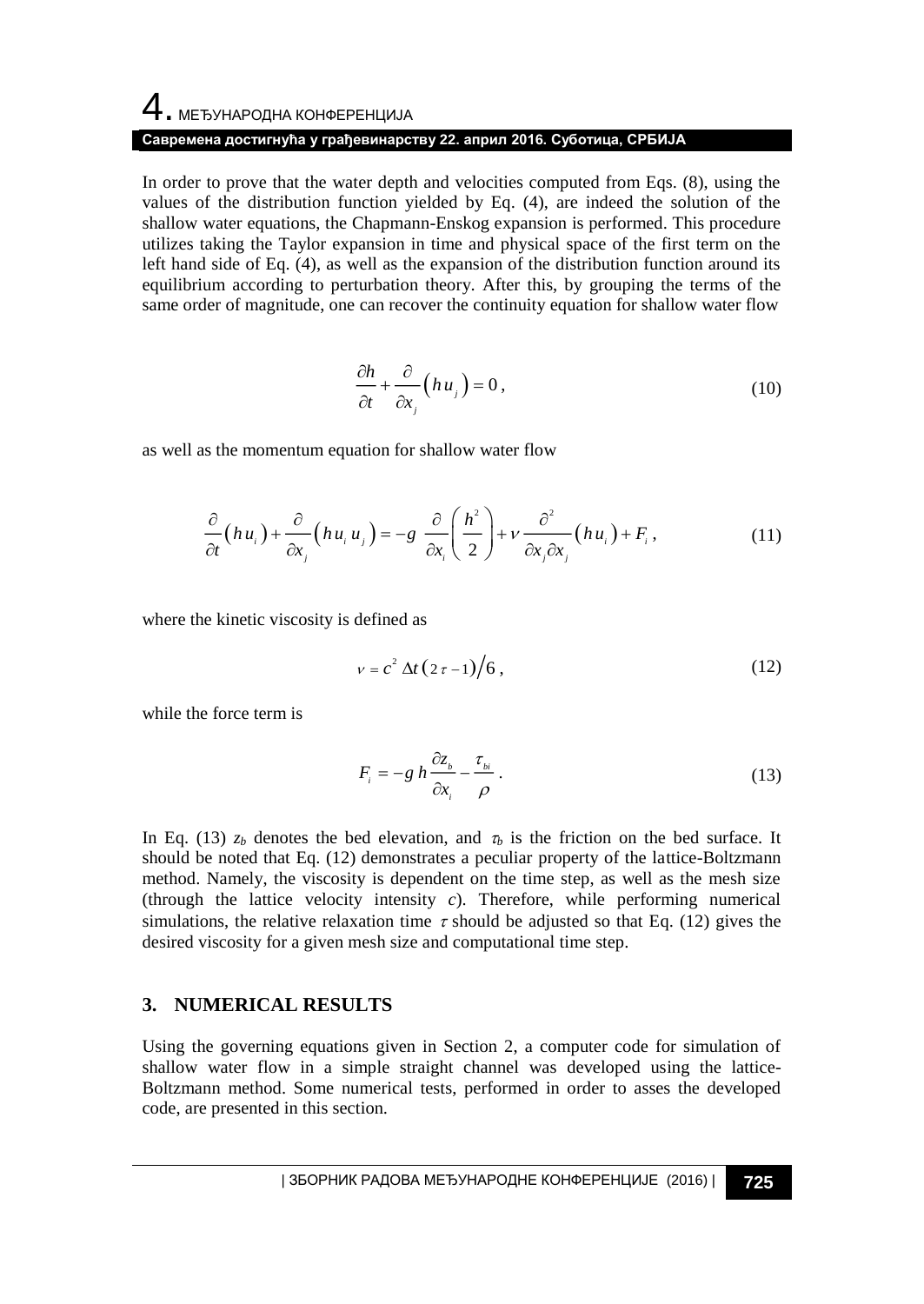In order to prove that the water depth and velocities computed from Eqs. (8), using the values of the distribution function yielded by Eq. (4), are indeed the solution of the shallow water equations, the Chapmann-Enskog expansion is performed. This procedure utilizes taking the Taylor expansion in time and physical space of the first term on the left hand side of Eq. (4), as well as the expansion of the distribution function around its equilibrium according to perturbation theory. After this, by grouping the terms of the same order of magnitude, one can recover the continuity equation for shallow water flow

$$\frac{\partial h}{\partial t} + \frac{\partial}{\partial x_j}\left(h\,u_j\right) = 0\,, \tag{10}$$

as well as the momentum equation for shallow water flow

$$\frac{\partial}{\partial t}\left(h\,u_i\right) + \frac{\partial}{\partial x_j}\left(h\,u_i\,u_j\right) = -g\;\frac{\partial}{\partial x_i}\left(\frac{h^2}{2}\right) + \nu\,\frac{\partial^2}{\partial x_j \partial x_j}\left(h\,u_i\right) + F_i\,, \tag{11}$$

where the kinetic viscosity is defined as

$$\nu = c^2\,\Delta t\left(2\,\tau - 1\right)\big/6\,, \tag{12}$$

while the force term is

$$F_i = -g\,h\,\frac{\partial z_b}{\partial x_i} - \frac{\tau_{bi}}{\rho}\,. \tag{13}$$

In Eq. (13) $z_b$ denotes the bed elevation, and $\tau_b$ is the friction on the bed surface. It should be noted that Eq. (12) demonstrates a peculiar property of the lattice-Boltzmann method. Namely, the viscosity is dependent on the time step, as well as the mesh size (through the lattice velocity intensity $c$). Therefore, while performing numerical simulations, the relative relaxation time $\tau$ should be adjusted so that Eq. (12) gives the desired viscosity for a given mesh size and computational time step.

## 3. NUMERICAL RESULTS

Using the governing equations given in Section 2, a computer code for simulation of shallow water flow in a simple straight channel was developed using the lattice-Boltzmann method. Some numerical tests, performed in order to asses the developed code, are presented in this section.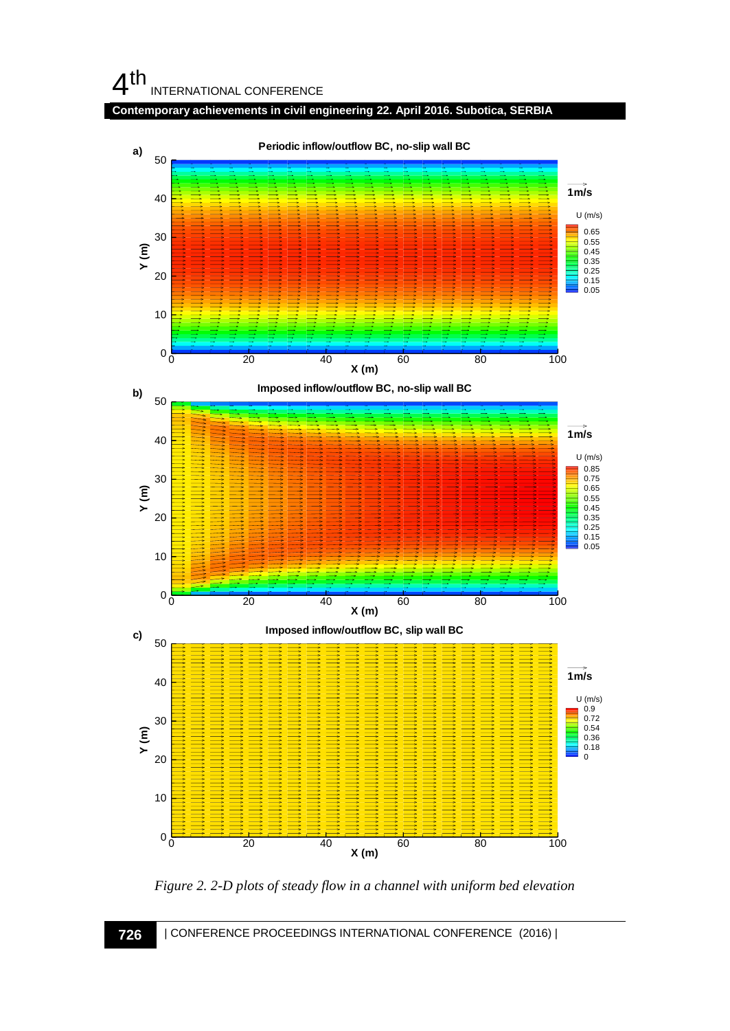*Figure 2. 2-D plots of steady flow in a channel with uniform bed elevation*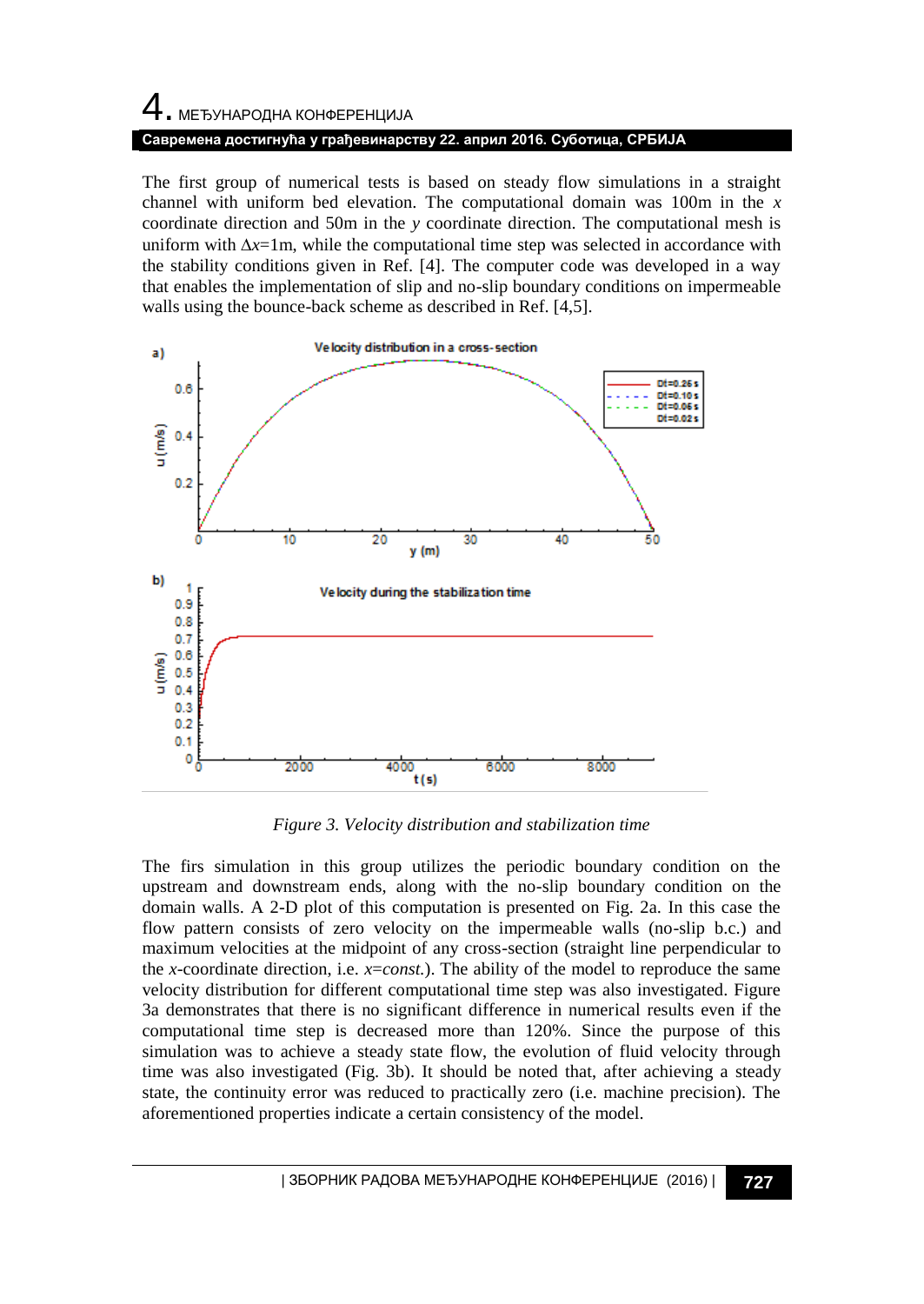The first group of numerical tests is based on steady flow simulations in a straight channel with uniform bed elevation. The computational domain was 100m in the $x$ coordinate direction and 50m in the $y$ coordinate direction. The computational mesh is uniform with $\Delta x$=1m, while the computational time step was selected in accordance with the stability conditions given in Ref. [4]. The computer code was developed in a way that enables the implementation of slip and no-slip boundary conditions on impermeable walls using the bounce-back scheme as described in Ref. [4,5].

*Figure 3. Velocity distribution and stabilization time*

The firs simulation in this group utilizes the periodic boundary condition on the upstream and downstream ends, along with the no-slip boundary condition on the domain walls. A 2-D plot of this computation is presented on Fig. 2a. In this case the flow pattern consists of zero velocity on the impermeable walls (no-slip b.c.) and maximum velocities at the midpoint of any cross-section (straight line perpendicular to the $x$-coordinate direction, i.e. $x$=*const.*). The ability of the model to reproduce the same velocity distribution for different computational time step was also investigated. Figure 3a demonstrates that there is no significant difference in numerical results even if the computational time step is decreased more than 120%. Since the purpose of this simulation was to achieve a steady state flow, the evolution of fluid velocity through time was also investigated (Fig. 3b). It should be noted that, after achieving a steady state, the continuity error was reduced to practically zero (i.e. machine precision). The aforementioned properties indicate a certain consistency of the model.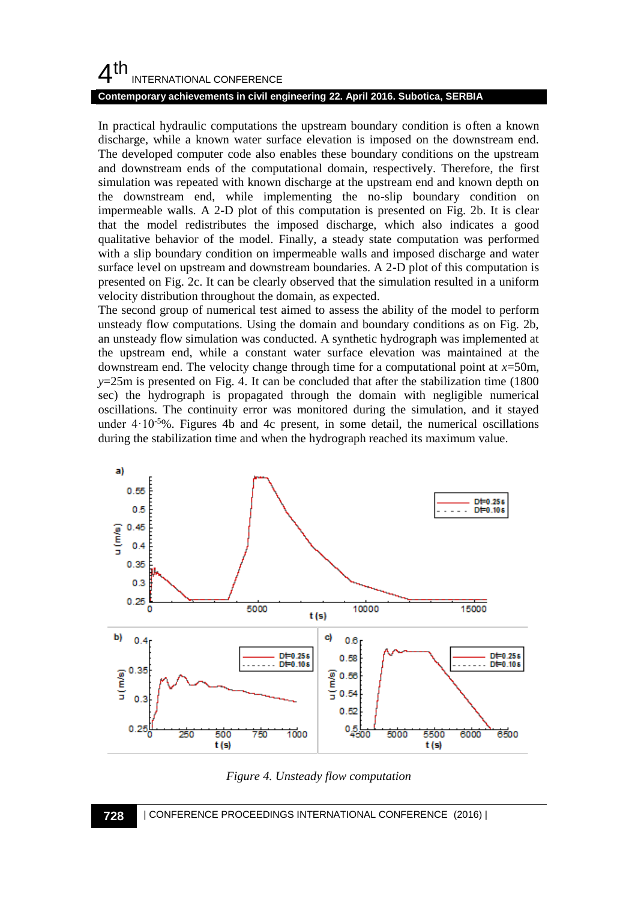In practical hydraulic computations the upstream boundary condition is often a known discharge, while a known water surface elevation is imposed on the downstream end. The developed computer code also enables these boundary conditions on the upstream and downstream ends of the computational domain, respectively. Therefore, the first simulation was repeated with known discharge at the upstream end and known depth on the downstream end, while implementing the no-slip boundary condition on impermeable walls. A 2-D plot of this computation is presented on Fig. 2b. It is clear that the model redistributes the imposed discharge, which also indicates a good qualitative behavior of the model. Finally, a steady state computation was performed with a slip boundary condition on impermeable walls and imposed discharge and water surface level on upstream and downstream boundaries. A 2-D plot of this computation is presented on Fig. 2c. It can be clearly observed that the simulation resulted in a uniform velocity distribution throughout the domain, as expected.

The second group of numerical test aimed to assess the ability of the model to perform unsteady flow computations. Using the domain and boundary conditions as on Fig. 2b, an unsteady flow simulation was conducted. A synthetic hydrograph was implemented at the upstream end, while a constant water surface elevation was maintained at the downstream end. The velocity change through time for a computational point at $x$=50m, $y$=25m is presented on Fig. 4. It can be concluded that after the stabilization time (1800 sec) the hydrograph is propagated through the domain with negligible numerical oscillations. The continuity error was monitored during the simulation, and it stayed under $4 \cdot 10^{-5}$%. Figures 4b and 4c present, in some detail, the numerical oscillations during the stabilization time and when the hydrograph reached its maximum value.

*Figure 4. Unsteady flow computation*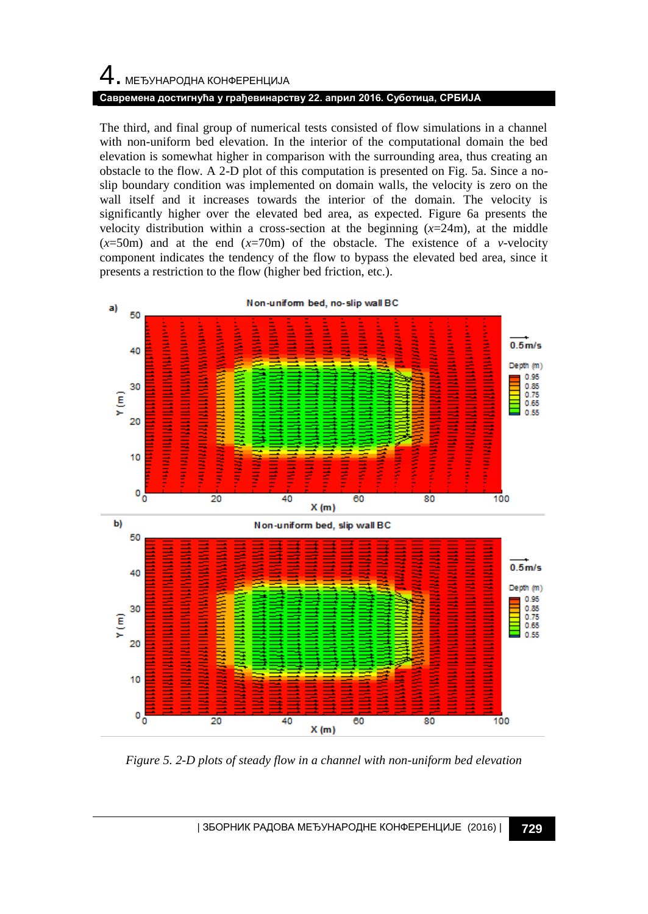The third, and final group of numerical tests consisted of flow simulations in a channel with non-uniform bed elevation. In the interior of the computational domain the bed elevation is somewhat higher in comparison with the surrounding area, thus creating an obstacle to the flow. A 2-D plot of this computation is presented on Fig. 5a. Since a no-slip boundary condition was implemented on domain walls, the velocity is zero on the wall itself and it increases towards the interior of the domain. The velocity is significantly higher over the elevated bed area, as expected. Figure 6a presents the velocity distribution within a cross-section at the beginning ($x$=24m), at the middle ($x$=50m) and at the end ($x$=70m) of the obstacle. The existence of a $v$-velocity component indicates the tendency of the flow to bypass the elevated bed area, since it presents a restriction to the flow (higher bed friction, etc.).

*Figure 5. 2-D plots of steady flow in a channel with non-uniform bed elevation*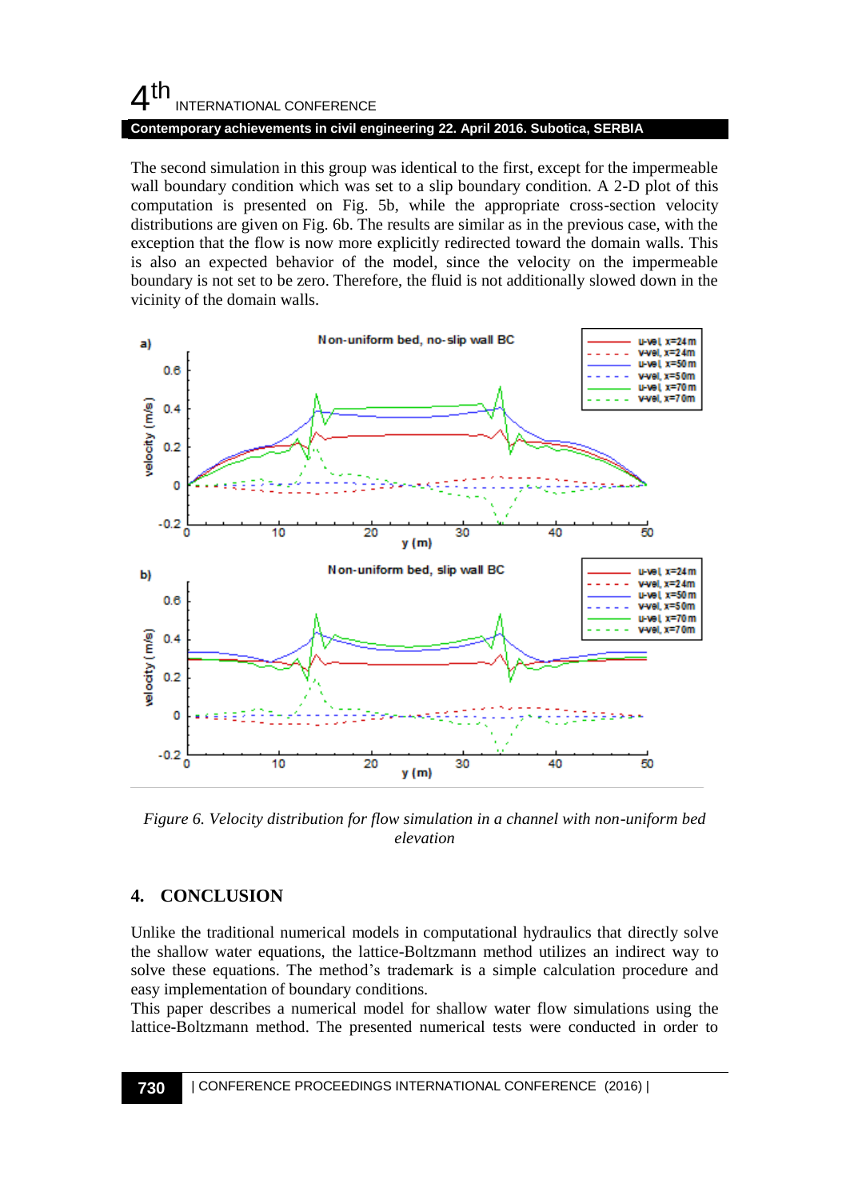The second simulation in this group was identical to the first, except for the impermeable wall boundary condition which was set to a slip boundary condition. A 2-D plot of this computation is presented on Fig. 5b, while the appropriate cross-section velocity distributions are given on Fig. 6b. The results are similar as in the previous case, with the exception that the flow is now more explicitly redirected toward the domain walls. This is also an expected behavior of the model, since the velocity on the impermeable boundary is not set to be zero. Therefore, the fluid is not additionally slowed down in the vicinity of the domain walls.

*Figure 6. Velocity distribution for flow simulation in a channel with non-uniform bed elevation*

## 4. CONCLUSION

Unlike the traditional numerical models in computational hydraulics that directly solve the shallow water equations, the lattice-Boltzmann method utilizes an indirect way to solve these equations. The method's trademark is a simple calculation procedure and easy implementation of boundary conditions.

This paper describes a numerical model for shallow water flow simulations using the lattice-Boltzmann method. The presented numerical tests were conducted in order to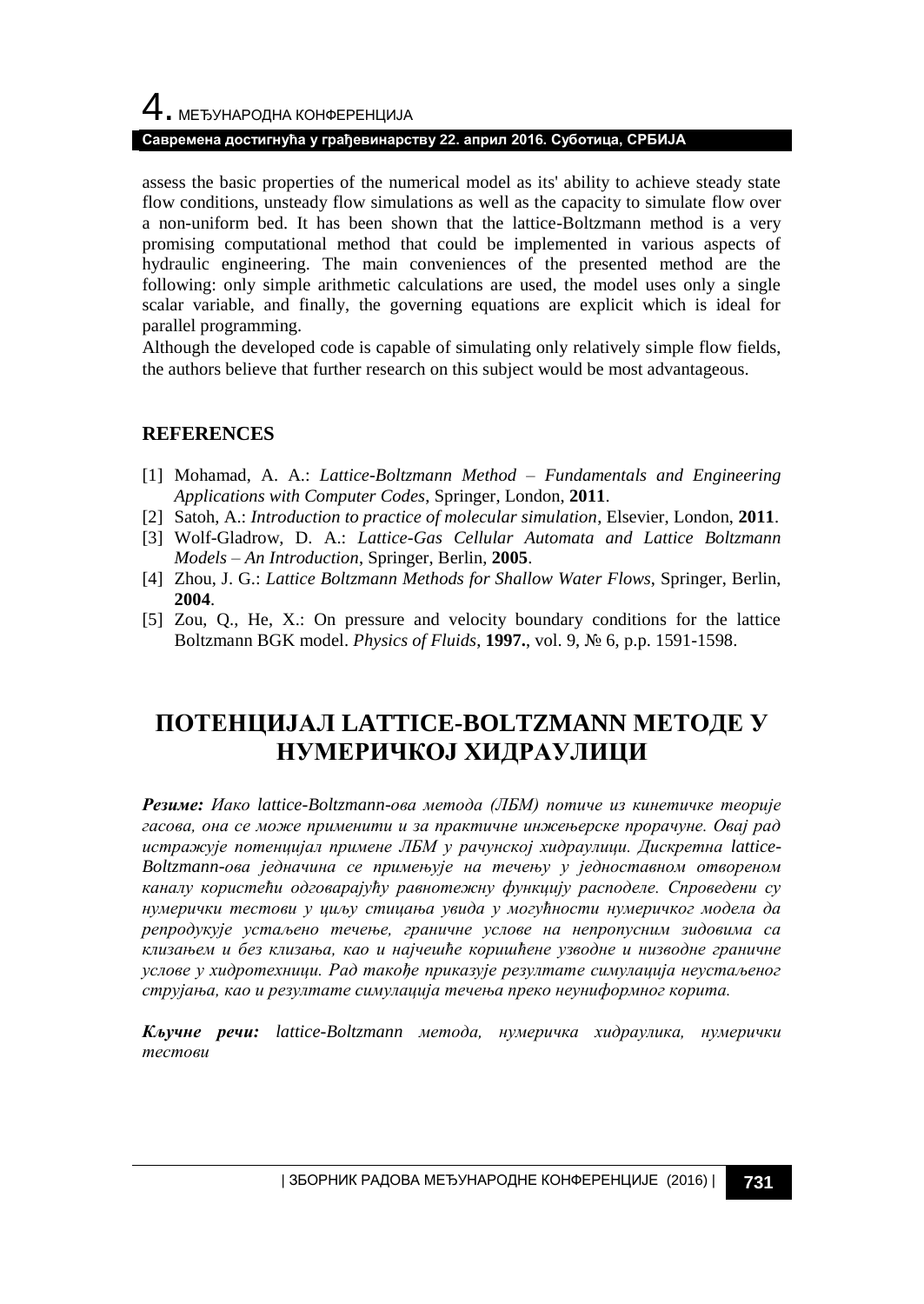assess the basic properties of the numerical model as its' ability to achieve steady state flow conditions, unsteady flow simulations as well as the capacity to simulate flow over a non-uniform bed. It has been shown that the lattice-Boltzmann method is a very promising computational method that could be implemented in various aspects of hydraulic engineering. The main conveniences of the presented method are the following: only simple arithmetic calculations are used, the model uses only a single scalar variable, and finally, the governing equations are explicit which is ideal for parallel programming.

Although the developed code is capable of simulating only relatively simple flow fields, the authors believe that further research on this subject would be most advantageous.

## REFERENCES

[1] Mohamad, A. A.: *Lattice-Boltzmann Method – Fundamentals and Engineering Applications with Computer Codes*, Springer, London, **2011**.

[2] Satoh, A.: *Introduction to practice of molecular simulation*, Elsevier, London, **2011**.

[3] Wolf-Gladrow, D. A.: *Lattice-Gas Cellular Automata and Lattice Boltzmann Models – An Introduction*, Springer, Berlin, **2005**.

[4] Zhou, J. G.: *Lattice Boltzmann Methods for Shallow Water Flows*, Springer, Berlin, **2004**.

[5] Zou, Q., He, X.: On pressure and velocity boundary conditions for the lattice Boltzmann BGK model. *Physics of Fluids*, **1997.**, vol. 9, № 6, p.p. 1591-1598.

# ПОТЕНЦИЈАЛ LATTICE-BOLTZMANN МЕТОДЕ У НУМЕРИЧКОЈ ХИДРАУЛИЦИ

***Резиме:*** *Иако lattice-Boltzmann-ова метода (ЛБМ) потиче из кинетичке теорије гасова, она се може применити и за практичне инжењерске прорачуне. Овај рад истражује потенцијал примене ЛБМ у рачунској хидраулици. Дискретна lattice-Boltzmann-ова једначина се примењује на течењу у једноставном отвореном каналу користећи одговарајућу равнотежну функцију расподеле. Спроведени су нумерички тестови у циљу стицања увида у могућности нумеричког модела да репродукује устаљено течење, граничне услове на непропусним зидовима са клизањем и без клизања, као и најчешће коришћене узводне и низводне граничне услове у хидротехници. Рад такође приказује резултате симулација неустаљеног струјања, као и резултате симулација течења преко неуниформног корита.*

***Кључне речи:*** *lattice-Boltzmann метода, нумеричка хидраулика, нумерички тестови*